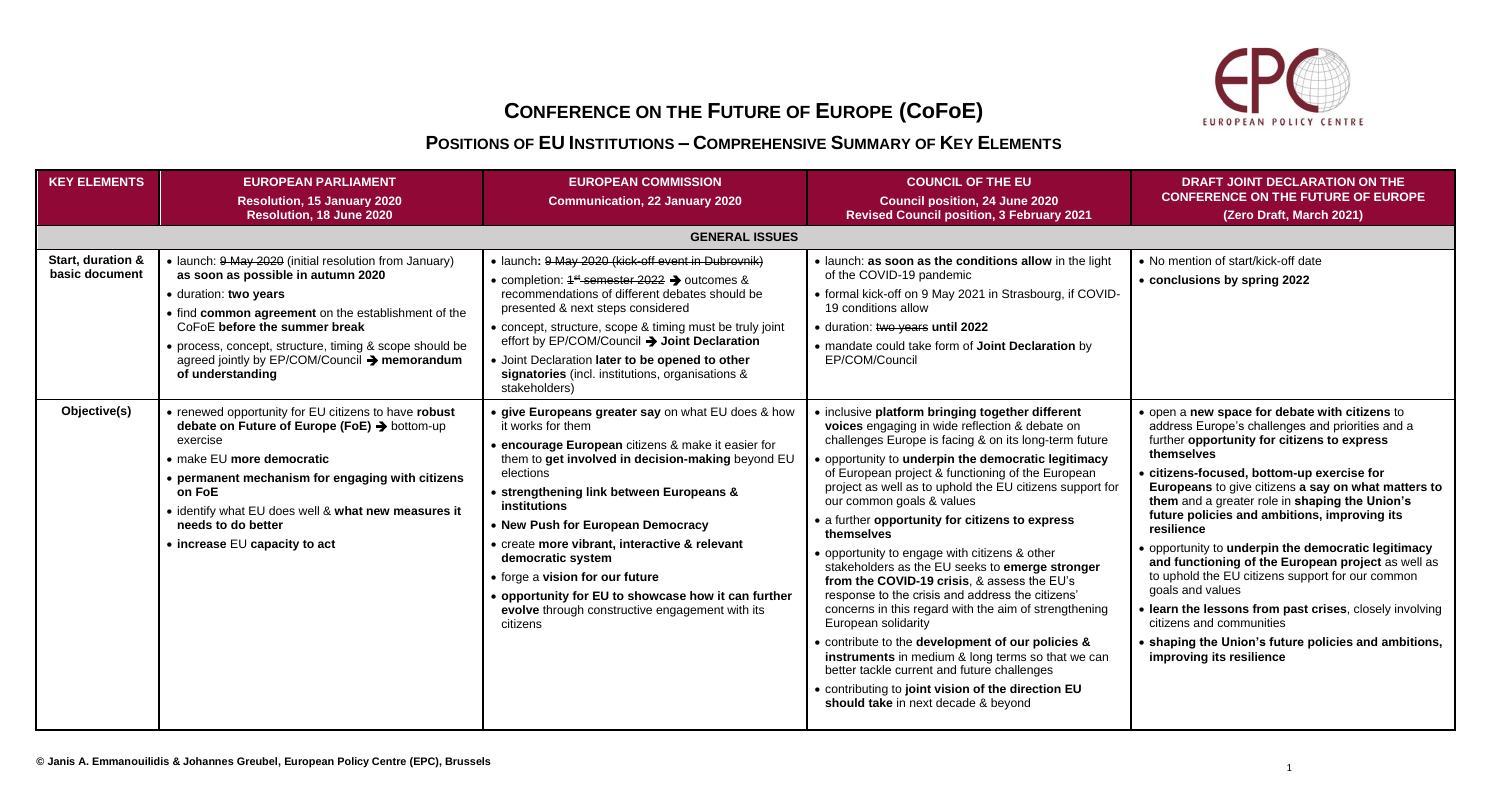# CONFERENCE ON THE FUTURE OF EUROPE (CoFoE)

## POSITIONS OF EU INSTITUTIONS – COMPREHENSIVE SUMMARY OF KEY ELEMENTS

| KEY ELEMENTS | EUROPEAN PARLIAMENT<br>Resolution, 15 January 2020<br>Resolution, 18 June 2020 | EUROPEAN COMMISSION<br>Communication, 22 January 2020 | COUNCIL OF THE EU<br>Council position, 24 June 2020<br>Revised Council position, 3 February 2021 | DRAFT JOINT DECLARATION ON THE CONFERENCE ON THE FUTURE OF EUROPE<br>(Zero Draft, March 2021) |
|---|---|---|---|---|
| **GENERAL ISSUES** | | | | |
| **Start, duration & basic document** | • launch: ~~9 May 2020~~ (initial resolution from January) **as soon as possible in autumn 2020**<br>• duration: **two years**<br>• find **common agreement** on the establishment of the CoFoE **before the summer break**<br>• process, concept, structure, timing & scope should be agreed jointly by EP/COM/Council → **memorandum of understanding** | • launch: ~~9 May 2020 (kick-off event in Dubrovnik)~~<br>• completion: ~~1st semester 2022~~ → outcomes & recommendations of different debates should be presented & next steps considered<br>• concept, structure, scope & timing must be truly joint effort by EP/COM/Council → **Joint Declaration**<br>• Joint Declaration **later to be opened to other signatories** (incl. institutions, organisations & stakeholders) | • launch: **as soon as the conditions allow** in the light of the COVID-19 pandemic<br>• formal kick-off on 9 May 2021 in Strasbourg, if COVID-19 conditions allow<br>• duration: ~~two years~~ **until 2022**<br>• mandate could take form of **Joint Declaration** by EP/COM/Council | • No mention of start/kick-off date<br>• **conclusions by spring 2022** |
| **Objective(s)** | • renewed opportunity for EU citizens to have **robust debate on Future of Europe (FoE)** → bottom-up exercise<br>• make EU **more democratic**<br>• **permanent mechanism for engaging with citizens on FoE**<br>• identify what EU does well & **what new measures it needs to do better**<br>• **increase** EU **capacity to act** | • **give Europeans greater say** on what EU does & how it works for them<br>• **encourage European** citizens & make it easier for them to **get involved in decision-making** beyond EU elections<br>• **strengthening link between Europeans & institutions**<br>• **New Push for European Democracy**<br>• create **more vibrant, interactive & relevant democratic system**<br>• forge **a vision for our future**<br>• **opportunity for EU to showcase how it can further evolve** through constructive engagement with its citizens | • inclusive **platform bringing together different voices** engaging in wide reflection & debate on challenges Europe is facing & on its long-term future<br>• opportunity to **underpin the democratic legitimacy** of European project & functioning of the European project as well as to uphold the EU citizens support for our common goals & values<br>• a further **opportunity for citizens to express themselves**<br>• opportunity to engage with citizens & other stakeholders as the EU seeks to **emerge stronger from the COVID-19 crisis**, & assess the EU's response to the crisis and address the citizens' concerns in this regard with the aim of strengthening European solidarity<br>• contribute to the **development of our policies & instruments** in medium & long terms so that we can better tackle current and future challenges<br>• contributing to **joint vision of the direction EU should take** in next decade & beyond | • open a **new space for debate with citizens** to address Europe's challenges and priorities and a further **opportunity for citizens to express themselves**<br>• **citizens-focused, bottom-up exercise for Europeans** to give citizens **a say on what matters to them** and a greater role in **shaping the Union's future policies and ambitions, improving its resilience**<br>• opportunity to **underpin the democratic legitimacy and functioning of the European project** as well as to uphold the EU citizens support for our common goals and values<br>• **learn the lessons from past crises**, closely involving citizens and communities<br>• **shaping the Union's future policies and ambitions, improving its resilience** |

© Janis A. Emmanouilidis & Johannes Greubel, European Policy Centre (EPC), Brussels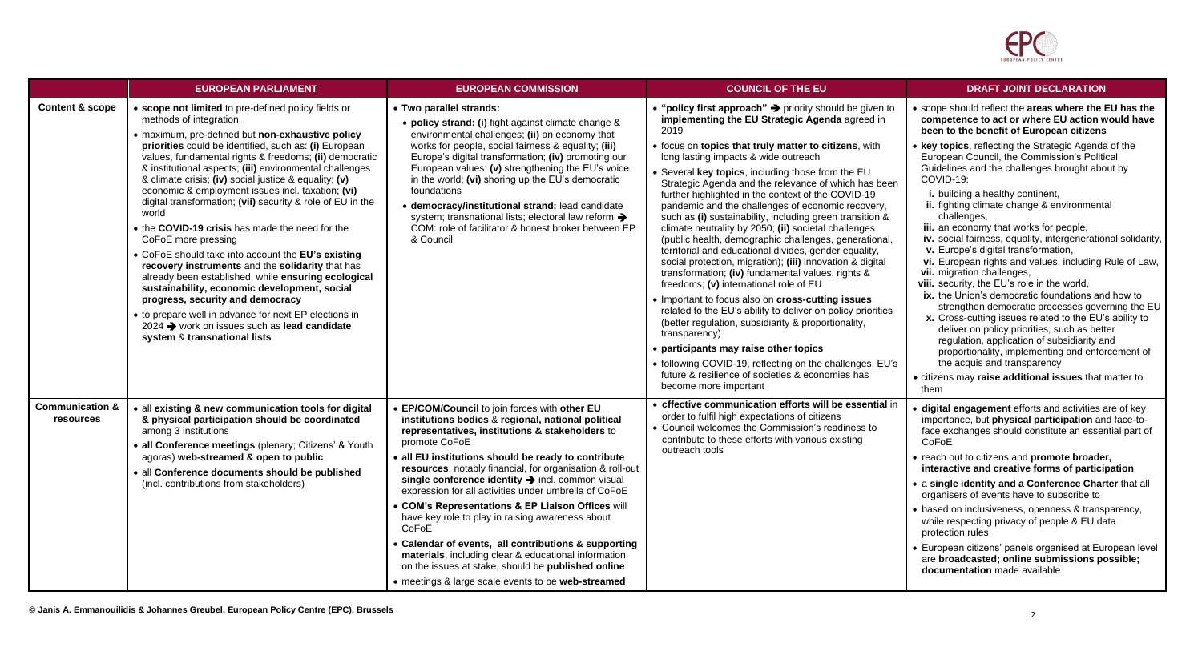| | EUROPEAN PARLIAMENT | EUROPEAN COMMISSION | COUNCIL OF THE EU | DRAFT JOINT DECLARATION |
|---|---|---|---|---|
| **Content & scope** | • **scope not limited** to pre-defined policy fields or methods of integration<br>• maximum, pre-defined but **non-exhaustive policy priorities** could be identified, such as: **(i)** European values, fundamental rights & freedoms; **(ii)** democratic & institutional aspects; **(iii)** environmental challenges & climate crisis; **(iv)** social justice & equality; **(v)** economic & employment issues incl. taxation; **(vi)** digital transformation; **(vii)** security & role of EU in the world<br>• the **COVID-19 crisis** has made the need for the CoFoE more pressing<br>• CoFoE should take into account the **EU's existing recovery instruments** and the **solidarity** that has already been established, while **ensuring ecological sustainability, economic development, social progress, security and democracy**<br>• to prepare well in advance for next EP elections in 2024 ➔ work on issues such as **lead candidate system** & **transnational lists** | • **Two parallel strands:**<br>• **policy strand: (i)** fight against climate change & environmental challenges; **(ii)** an economy that works for people, social fairness & equality; **(iii)** Europe's digital transformation; **(iv)** promoting our European values; **(v)** strengthening the EU's voice in the world; **(vi)** shoring up the EU's democratic foundations<br>• **democracy/institutional strand:** lead candidate system; transnational lists; electoral law reform ➔ COM: role of facilitator & honest broker between EP & Council | • **"policy first approach"** ➔ priority should be given to **implementing the EU Strategic Agenda** agreed in 2019<br>• focus on **topics that truly matter to citizens**, with long lasting impacts & wide outreach<br>• Several **key topics**, including those from the EU Strategic Agenda and the relevance of which has been further highlighted in the context of the COVID-19 pandemic and the challenges of economic recovery, such as **(i)** sustainability, including green transition & climate neutrality by 2050; **(ii)** societal challenges (public health, demographic challenges, generational, territorial and educational divides, gender equality, social protection, migration); **(iii)** innovation & digital transformation; **(iv)** fundamental values, rights & freedoms; **(v)** international role of EU<br>• Important to focus also on **cross-cutting issues** related to the EU's ability to deliver on policy priorities (better regulation, subsidiarity & proportionality, transparency)<br>• **participants may raise other topics**<br>• following COVID-19, reflecting on the challenges, EU's future & resilience of societies & economies has become more important | • scope should reflect the **areas where the EU has the competence to act or where EU action would have been to the benefit of European citizens**<br>• **key topics**, reflecting the Strategic Agenda of the European Council, the Commission's Political Guidelines and the challenges brought about by COVID-19:<br>**i.** building a healthy continent,<br>**ii.** fighting climate change & environmental challenges,<br>**iii.** an economy that works for people,<br>**iv.** social fairness, equality, intergenerational solidarity,<br>**v.** Europe's digital transformation,<br>**vi.** European rights and values, including Rule of Law,<br>**vii.** migration challenges,<br>**viii.** security, the EU's role in the world,<br>**ix.** the Union's democratic foundations and how to strengthen democratic processes governing the EU<br>**x.** Cross-cutting issues related to the EU's ability to deliver on policy priorities, such as better regulation, application of subsidiarity and proportionality, implementing and enforcement of the acquis and transparency<br>• citizens may **raise additional issues** that matter to them |
| **Communication & resources** | • all **existing & new communication tools for digital & physical participation should be coordinated** among 3 institutions<br>• **all Conference meetings** (plenary; Citizens' & Youth agoras) **web-streamed & open to public**<br>• all **Conference documents should be published** (incl. contributions from stakeholders) | • **EP/COM/Council** to join forces with **other EU institutions bodies** & **regional, national political representatives, institutions & stakeholders** to promote CoFoE<br>• **all EU institutions should be ready to contribute resources**, notably financial, for organisation & roll-out **single conference identity** ➔ incl. common visual expression for all activities under umbrella of CoFoE<br>• **COM's Representations & EP Liaison Offices** will have key role to play in raising awareness about CoFoE<br>• **Calendar of events, all contributions & supporting materials**, including clear & educational information on the issues at stake, should be **published online**<br>• meetings & large scale events to be **web-streamed** | • **effective communication efforts will be essential** in order to fulfil high expectations of citizens<br>• Council welcomes the Commission's readiness to contribute to these efforts with various existing outreach tools | • **digital engagement** efforts and activities are of key importance, but **physical participation** and face-to-face exchanges should constitute an essential part of CoFoE<br>• reach out to citizens and **promote broader, interactive and creative forms of participation**<br>• a **single identity and a Conference Charter** that all organisers of events have to subscribe to<br>• based on inclusiveness, openness & transparency, while respecting privacy of people & EU data protection rules<br>• European citizens' panels organised at European level are **broadcasted; online submissions possible; documentation** made available |

© Janis A. Emmanouilidis & Johannes Greubel, European Policy Centre (EPC), Brussels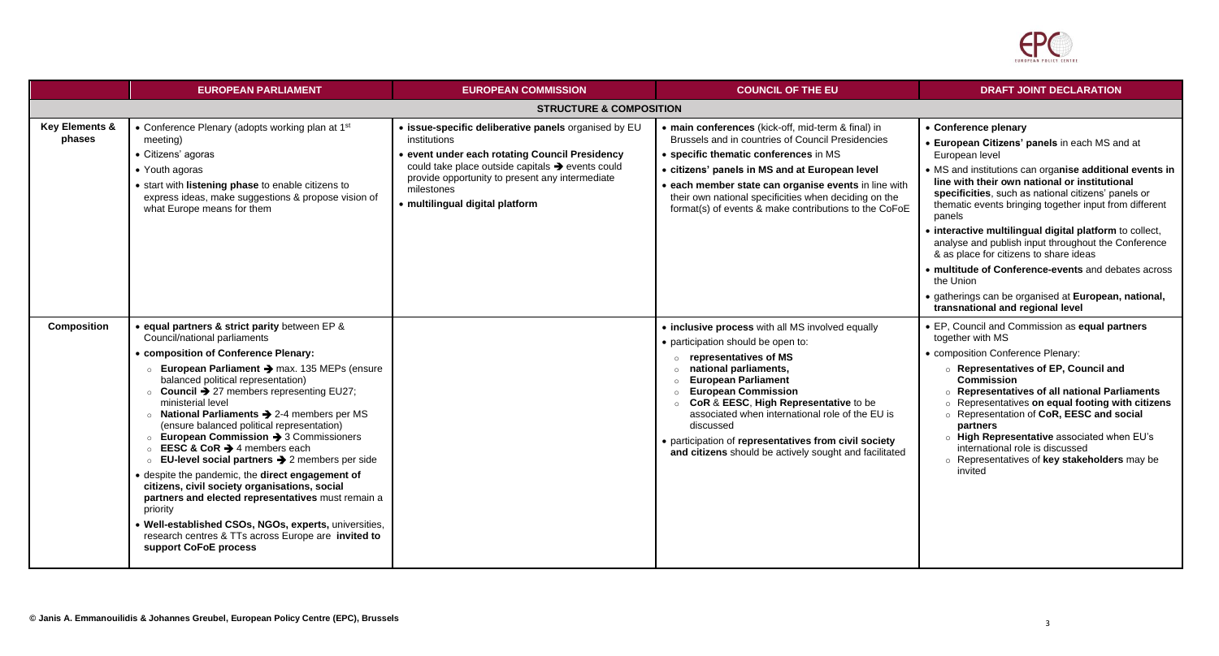| | EUROPEAN PARLIAMENT | EUROPEAN COMMISSION | COUNCIL OF THE EU | DRAFT JOINT DECLARATION |
|---|---|---|---|---|
| | | **STRUCTURE & COMPOSITION** | | |
| **Key Elements & phases** | • Conference Plenary (adopts working plan at 1st meeting)<br>• Citizens' agoras<br>• Youth agoras<br>• start with **listening phase** to enable citizens to express ideas, make suggestions & propose vision of what Europe means for them | • **issue-specific deliberative panels** organised by EU institutions<br>• **event under each rotating Council Presidency** could take place outside capitals ➔ events could provide opportunity to present any intermediate milestones<br>• **multilingual digital platform** | • **main conferences** (kick-off, mid-term & final) in Brussels and in countries of Council Presidencies<br>• **specific thematic conferences** in MS<br>• **citizens' panels in MS and at European level**<br>• **each member state can organise events** in line with their own national specificities when deciding on the format(s) of events & make contributions to the CoFoE | • **Conference plenary**<br>• **European Citizens' panels** in each MS and at European level<br>• MS and institutions can orga**nise additional events in line with their own national or institutional specificities**, such as national citizens' panels or thematic events bringing together input from different panels<br>• **interactive multilingual digital platform** to collect, analyse and publish input throughout the Conference & as place for citizens to share ideas<br>• **multitude of Conference-events** and debates across the Union<br>• gatherings can be organised at **European, national, transnational and regional level** |
| **Composition** | • **equal partners & strict parity** between EP & Council/national parliaments<br>• **composition of Conference Plenary:**<br>○ **European Parliament** ➔ max. 135 MEPs (ensure balanced political representation)<br>○ **Council** ➔ 27 members representing EU27; ministerial level<br>○ **National Parliaments** ➔ 2-4 members per MS (ensure balanced political representation)<br>○ **European Commission** ➔ 3 Commissioners<br>○ **EESC & CoR** ➔ 4 members each<br>○ **EU-level social partners** ➔ 2 members per side<br>• despite the pandemic, the **direct engagement of citizens, civil society organisations, social partners and elected representatives** must remain a priority<br>• **Well-established CSOs, NGOs, experts,** universities, research centres & TTs across Europe are **invited to support CoFoE process** | | • **inclusive process** with all MS involved equally<br>• participation should be open to:<br>○ **representatives of MS**<br>○ **national parliaments,**<br>○ **European Parliament**<br>○ **European Commission**<br>○ **CoR** & **EESC**, **High Representative** to be associated when international role of the EU is discussed<br>• participation of **representatives from civil society and citizens** should be actively sought and facilitated | • EP, Council and Commission as **equal partners** together with MS<br>• composition Conference Plenary:<br>○ **Representatives of EP, Council and Commission**<br>○ **Representatives of all national Parliaments**<br>○ Representatives **on equal footing with citizens**<br>○ Representation of **CoR, EESC and social partners**<br>○ **High Representative** associated when EU's international role is discussed<br>○ Representatives of **key stakeholders** may be invited |

© Janis A. Emmanouilidis & Johannes Greubel, European Policy Centre (EPC), Brussels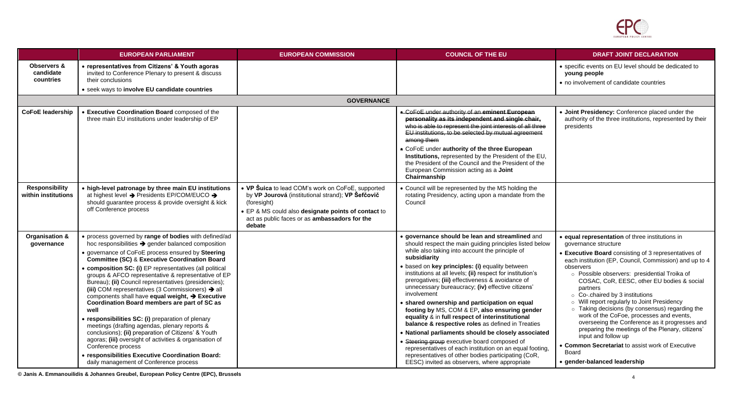| | EUROPEAN PARLIAMENT | EUROPEAN COMMISSION | COUNCIL OF THE EU | DRAFT JOINT DECLARATION |
|---|---|---|---|---|
| **Observers & candidate countries** | • **representatives from Citizens' & Youth agoras** invited to Conference Plenary to present & discuss their conclusions<br>• seek ways to **involve EU candidate countries** | | | • specific events on EU level should be dedicated to **young people**<br>• no involvement of candidate countries |
| **GOVERNANCE** | | | | |
| **CoFoE leadership** | • **Executive Coordination Board** composed of the three main EU institutions under leadership of EP | | • ~~CoFoE under authority of an **eminent European personality as its independent and single chair,** who is able to represent the joint interests of all three EU institutions, to be selected by mutual agreement among them~~<br>• CoFoE under **authority of the three European Institutions,** represented by the President of the EU, the President of the Council and the President of the European Commission acting as a **Joint Chairmanship** | • **Joint Presidency:** Conference placed under the authority of the three institutions, represented by their presidents |
| **Responsibility within institutions** | • **high-level patronage by three main EU institutions** at highest level ➔ Presidents EP/COM/EUCO ➔ should guarantee process & provide oversight & kick off Conference process | • **VP Šuica** to lead COM's work on CoFoE, supported by **VP Jourová** (institutional strand); **VP Šefčovič** (foresight)<br>• EP & MS could also **designate points of contact** to act as public faces or as **ambassadors for the debate** | • Council will be represented by the MS holding the rotating Presidency, acting upon a mandate from the Council | |
| **Organisation & governance** | • process governed by **range of bodies** with defined/ad hoc responsibilities ➔ gender balanced composition<br>• governance of CoFoE process ensured by **Steering Committee (SC)** & **Executive Coordination Board**<br>• **composition SC: (i)** EP representatives (all political groups & AFCO representative & representative of EP Bureau); **(ii)** Council representatives (presidencies); **(iii)** COM representatives (3 Commissioners) ➔ all components shall have **equal weight,** ➔ **Executive Coordination Board members are part of SC as well**<br>• **responsibilities SC: (i)** preparation of plenary meetings (drafting agendas, plenary reports & conclusions); **(ii)** preparation of Citizens' & Youth agoras; **(iii)** oversight of activities & organisation of Conference process<br>• **responsibilities Executive Coordination Board:** daily management of Conference process | | • **governance should be lean and streamlined** and should respect the main guiding principles listed below while also taking into account the principle of **subsidiarity**<br>• based on **key principles: (i)** equality between institutions at all levels; **(ii)** respect for institution's prerogatives; **(iii)** effectiveness & avoidance of unnecessary bureaucracy; **(iv)** effective citizens' involvement<br>• **shared ownership and participation on equal footing by** MS, COM & EP**, also ensuring gender equality** & **in full respect of interinstitutional balance & respective roles** as defined in Treaties<br>• **National parliaments should be closely associated**<br>• ~~Steering group~~ executive board composed of representatives of each institution on an equal footing, representatives of other bodies participating (CoR, EESC) invited as observers, where appropriate | • **equal representation** of three institutions in governance structure<br>• **Executive Board** consisting of 3 representatives of each institution (EP, Council, Commission) and up to 4 observers<br>  ○ Possible observers: presidential Troika of COSAC, CoR, EESC, other EU bodies & social partners<br>  ○ Co-.chaired by 3 institutions<br>  ○ Will report regularly to Joint Presidency<br>  ○ Taking decisions (by consensus) regarding the work of the CoFoe, processes and events, overseeing the Conference as it progresses and preparing the meetings of the Plenary, citizens' input and follow up<br>• **Common Secretariat** to assist work of Executive Board<br>• **gender-balanced leadership** |

© Janis A. Emmanouilidis & Johannes Greubel, European Policy Centre (EPC), Brussels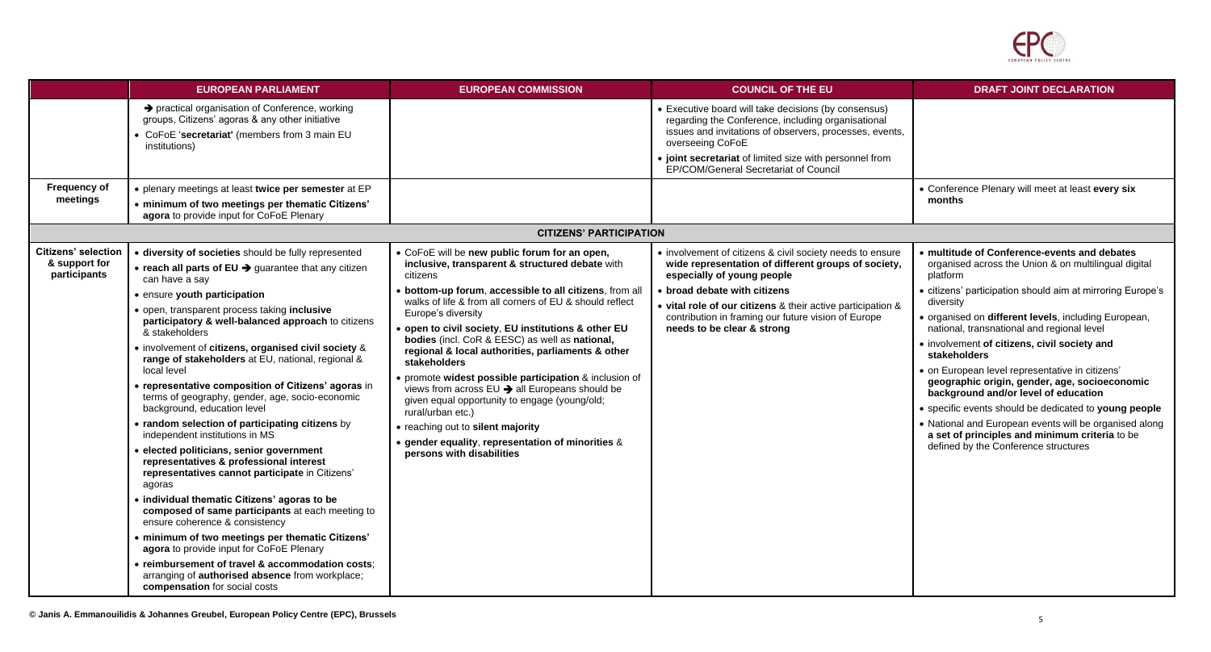| | EUROPEAN PARLIAMENT | EUROPEAN COMMISSION | COUNCIL OF THE EU | DRAFT JOINT DECLARATION |
|---|---|---|---|---|
| | → practical organisation of Conference, working groups, Citizens' agoras & any other initiative<br>• CoFoE '**secretariat**' (members from 3 main EU institutions) | | • Executive board will take decisions (by consensus) regarding the Conference, including organisational issues and invitations of observers, processes, events, overseeing CoFoE<br>• **joint secretariat** of limited size with personnel from EP/COM/General Secretariat of Council | |
| **Frequency of meetings** | • plenary meetings at least **twice per semester** at EP<br>• **minimum of two meetings per thematic Citizens' agora** to provide input for CoFoE Plenary | | | • Conference Plenary will meet at least **every six months** |
| | | **CITIZENS' PARTICIPATION** | | |
| **Citizens' selection & support for participants** | • **diversity of societies** should be fully represented<br>• **reach all parts of EU** → guarantee that any citizen can have a say<br>• ensure **youth participation**<br>• open, transparent process taking **inclusive participatory & well-balanced approach** to citizens & stakeholders<br>• involvement of **citizens, organised civil society** & **range of stakeholders** at EU, national, regional & local level<br>• **representative composition of Citizens' agoras** in terms of geography, gender, age, socio-economic background, education level<br>• **random selection of participating citizens** by independent institutions in MS<br>• **elected politicians, senior government representatives & professional interest representatives cannot participate** in Citizens' agoras<br>• **individual thematic Citizens' agoras to be composed of same participants** at each meeting to ensure coherence & consistency<br>• **minimum of two meetings per thematic Citizens' agora** to provide input for CoFoE Plenary<br>• **reimbursement of travel & accommodation costs**; arranging of **authorised absence** from workplace; **compensation** for social costs | • CoFoE will be **new public forum for an open, inclusive, transparent & structured debate** with citizens<br>• **bottom-up forum**, **accessible to all citizens**, from all walks of life & from all corners of EU & should reflect Europe's diversity<br>• **open to civil society**, **EU institutions & other EU bodies** (incl. CoR & EESC) as well as **national, regional & local authorities, parliaments & other stakeholders**<br>• promote **widest possible participation** & inclusion of views from across EU → all Europeans should be given equal opportunity to engage (young/old; rural/urban etc.)<br>• reaching out to **silent majority**<br>• **gender equality**, **representation of minorities** & **persons with disabilities** | • involvement of citizens & civil society needs to ensure **wide representation of different groups of society, especially of young people**<br>• **broad debate with citizens**<br>• **vital role of our citizens** & their active participation & contribution in framing our future vision of Europe **needs to be clear & strong** | • **multitude of Conference-events and debates** organised across the Union & on multilingual digital platform<br>• citizens' participation should aim at mirroring Europe's diversity<br>• organised on **different levels**, including European, national, transnational and regional level<br>• involvement **of citizens, civil society and stakeholders**<br>• on European level representative in citizens' **geographic origin, gender, age, socioeconomic background and/or level of education**<br>• specific events should be dedicated to **young people**<br>• National and European events will be organised along **a set of principles and minimum criteria** to be defined by the Conference structures |

**© Janis A. Emmanouilidis & Johannes Greubel, European Policy Centre (EPC), Brussels**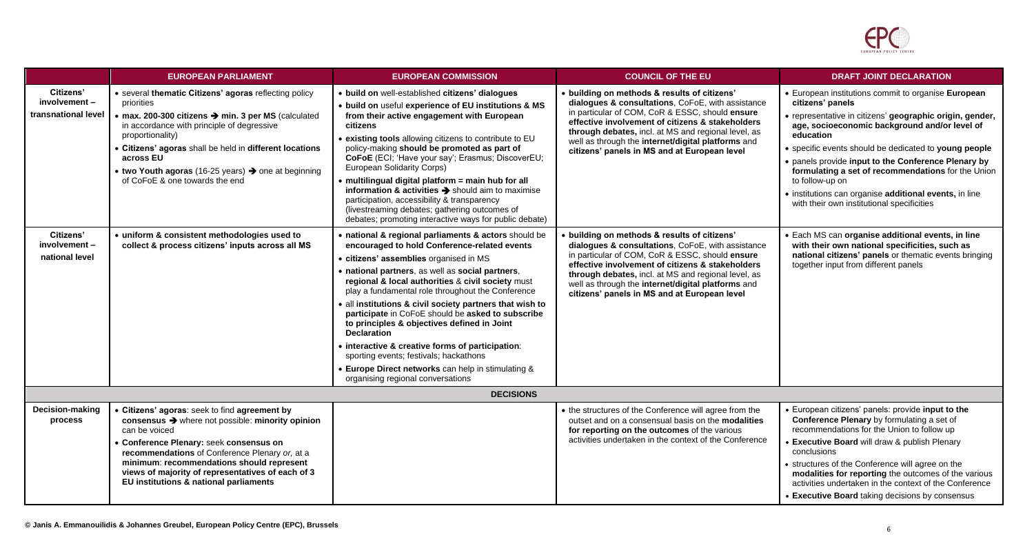| | EUROPEAN PARLIAMENT | EUROPEAN COMMISSION | COUNCIL OF THE EU | DRAFT JOINT DECLARATION |
|---|---|---|---|---|
| **Citizens' involvement – transnational level** | • several **thematic Citizens' agoras** reflecting policy priorities<br>• **max. 200-300 citizens ➔ min. 3 per MS** (calculated in accordance with principle of degressive proportionality)<br>• **Citizens' agoras** shall be held in **different locations across EU**<br>• **two Youth agoras (16-25 years) ➔** one at beginning of CoFoE & one towards the end | • **build on** well-established **citizens' dialogues**<br>• **build on** useful **experience of EU institutions & MS from their active engagement with European citizens**<br>• **existing tools** allowing citizens to contribute to EU policy-making **should be promoted as part of CoFoE** (ECI; 'Have your say'; Erasmus; DiscoverEU; European Solidarity Corps)<br>• **multilingual digital platform = main hub for all information & activities ➔** should aim to maximise participation, accessibility & transparency (livestreaming debates; gathering outcomes of debates; promoting interactive ways for public debate) | • **building on methods & results of citizens' dialogues & consultations**, CoFoE, with assistance in particular of COM, CoR & ESSC, should **ensure effective involvement of citizens & stakeholders through debates**, incl. at MS and regional level, as well as through the **internet/digital platforms** and **citizens' panels in MS and at European level** | • European institutions commit to organise **European citizens' panels**<br>• representative in citizens' **geographic origin, gender, age, socioeconomic background and/or level of education**<br>• specific events should be dedicated to **young people**<br>• panels provide **input to the Conference Plenary by formulating a set of recommendations** for the Union to follow-up on<br>• institutions can organise **additional events,** in line with their own institutional specificities |
| **Citizens' involvement – national level** | • **uniform & consistent methodologies used to collect & process citizens' inputs across all MS** | • **national & regional parliaments & actors** should be **encouraged to hold Conference-related events**<br>• **citizens' assemblies** organised in MS<br>• **national partners**, as well as **social partners, regional & local authorities** & **civil society** must play a fundamental role throughout the Conference<br>• all **institutions & civil society partners that wish to participate** in CoFoE should be **asked to subscribe to principles & objectives defined in Joint Declaration**<br>• **interactive & creative forms of participation**: sporting events; festivals; hackathons<br>• **Europe Direct networks** can help in stimulating & organising regional conversations | • **building on methods & results of citizens' dialogues & consultations**, CoFoE, with assistance in particular of COM, CoR & ESSC, should **ensure effective involvement of citizens & stakeholders through debates**, incl. at MS and regional level, as well as through the **internet/digital platforms** and **citizens' panels in MS and at European level** | • Each MS can **organise additional events, in line with their own national specificities, such as national citizens' panels** or thematic events bringing together input from different panels |
| | | **DECISIONS** | | |
| **Decision-making process** | • **Citizens' agoras**: seek to find **agreement by consensus ➔** where not possible: **minority opinion** can be voiced<br>• **Conference Plenary: seek consensus on recommendations** of Conference Plenary *or*, at a **minimum**: **recommendations should represent views of majority of representatives of each of 3 EU institutions & national parliaments** | | • the structures of the Conference will agree from the outset and on a consensual basis on the **modalities for reporting on the outcomes** of the various activities undertaken in the context of the Conference | • European citizens' panels: provide **input to the Conference Plenary** by formulating a set of recommendations for the Union to follow up<br>• **Executive Board** will draw & publish Plenary conclusions<br>• structures of the Conference will agree on the **modalities for reporting** the outcomes of the various activities undertaken in the context of the Conference<br>• **Executive Board** taking decisions by consensus |

© Janis A. Emmanouilidis & Johannes Greubel, European Policy Centre (EPC), Brussels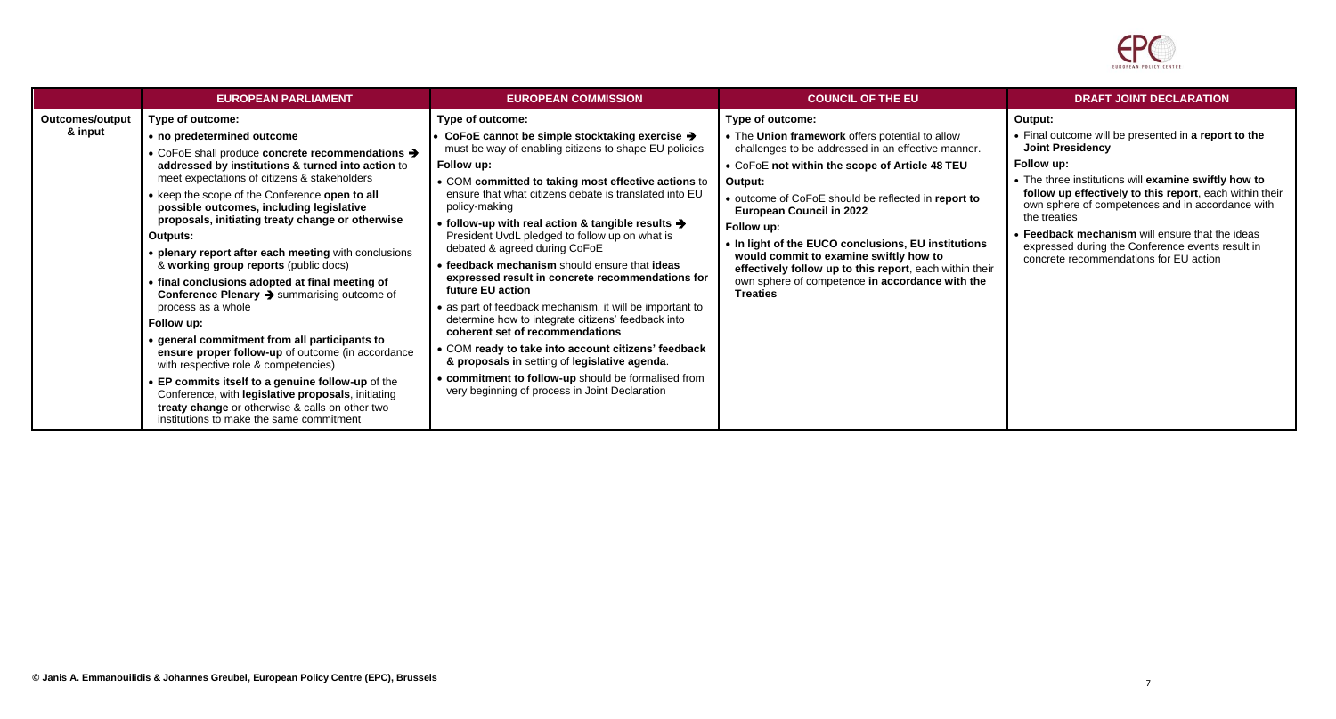| | EUROPEAN PARLIAMENT | EUROPEAN COMMISSION | COUNCIL OF THE EU | DRAFT JOINT DECLARATION |
|---|---|---|---|---|
| **Outcomes/output & input** | **Type of outcome:**<br>• **no predetermined outcome**<br>• CoFoE shall produce **concrete recommendations → addressed by institutions & turned into action** to meet expectations of citizens & stakeholders<br>• keep the scope of the Conference **open to all possible outcomes, including legislative proposals, initiating treaty change or otherwise**<br>**Outputs:**<br>• **plenary report after each meeting** with conclusions & **working group reports** (public docs)<br>• **final conclusions adopted at final meeting of Conference Plenary →** summarising outcome of process as a whole<br>**Follow up:**<br>• **general commitment from all participants to ensure proper follow-up** of outcome (in accordance with respective role & competencies)<br>• **EP commits itself to a genuine follow-up** of the Conference, with **legislative proposals**, initiating **treaty change** or otherwise & calls on other two institutions to make the same commitment | **Type of outcome:**<br>• **CoFoE cannot be simple stocktaking exercise →** must be way of enabling citizens to shape EU policies<br>**Follow up:**<br>• COM **committed to taking most effective actions** to ensure that what citizens debate is translated into EU policy-making<br>• **follow-up with real action & tangible results →** President UvdL pledged to follow up on what is debated & agreed during CoFoE<br>• **feedback mechanism** should ensure that **ideas expressed result in concrete recommendations for future EU action**<br>• as part of feedback mechanism, it will be important to determine how to integrate citizens' feedback into **coherent set of recommendations**<br>• COM **ready to take into account citizens' feedback & proposals in** setting of **legislative agenda**.<br>• **commitment to follow-up** should be formalised from very beginning of process in Joint Declaration | **Type of outcome:**<br>• The **Union framework** offers potential to allow challenges to be addressed in an effective manner.<br>• CoFoE **not within the scope of Article 48 TEU**<br>**Output:**<br>• outcome of CoFoE should be reflected in **report to European Council in 2022**<br>**Follow up:**<br>• **In light of the EUCO conclusions, EU institutions would commit to examine swiftly how to effectively follow up to this report**, each within their own sphere of competence **in accordance with the Treaties** | **Output:**<br>• Final outcome will be presented in **a report to the Joint Presidency**<br>**Follow up:**<br>• The three institutions will **examine swiftly how to follow up effectively to this report**, each within their own sphere of competences and in accordance with the treaties<br>• **Feedback mechanism** will ensure that the ideas expressed during the Conference events result in concrete recommendations for EU action |

**© Janis A. Emmanouilidis & Johannes Greubel, European Policy Centre (EPC), Brussels**